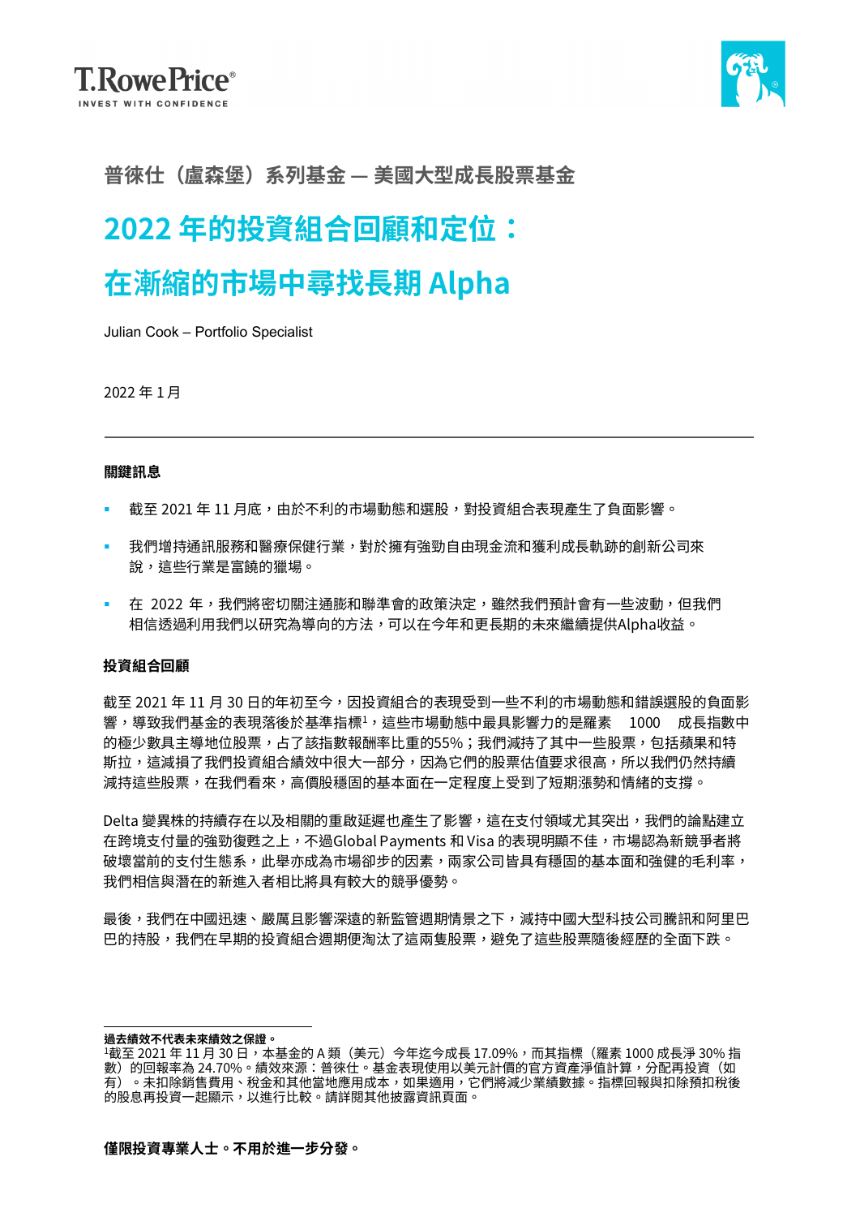T.RowePrice®
INVEST WITH CONFIDENCE

## 普徠仕（盧森堡）系列基金 — 美國大型成長股票基金

# 2022 年的投資組合回顧和定位：

# 在漸縮的市場中尋找長期 Alpha

Julian Cook – Portfolio Specialist

2022 年 1 月

---

**關鍵訊息**

- 截至 2021 年 11 月底，由於不利的市場動態和選股，對投資組合表現產生了負面影響。
- 我們增持通訊服務和醫療保健行業，對於擁有強勁自由現金流和獲利成長軌跡的創新公司來說，這些行業是富饒的獵場。
- 在 2022 年，我們將密切關注通膨和聯準會的政策決定，雖然我們預計會有一些波動，但我們相信透過利用我們以研究為導向的方法，可以在今年和更長期的未來繼續提供Alpha收益。

**投資組合回顧**

截至 2021 年 11 月 30 日的年初至今，因投資組合的表現受到一些不利的市場動態和錯誤選股的負面影響，導致我們基金的表現落後於基準指標[1]，這些市場動態中最具影響力的是羅素 1000 成長指數中的極少數具主導地位股票，占了該指數報酬率比重的55%；我們減持了其中一些股票，包括蘋果和特斯拉，這減損了我們投資組合績效中很大一部分，因為它們的股票估值要求很高，所以我們仍然持續減持這些股票，在我們看來，高價股穩固的基本面在一定程度上受到了短期漲勢和情緒的支撐。

Delta 變異株的持續存在以及相關的重啟延遲也產生了影響，這在支付領域尤其突出，我們的論點建立在跨境支付量的強勁復甦之上，不過Global Payments 和 Visa 的表現明顯不佳，市場認為新競爭者將破壞當前的支付生態系，此舉亦成為市場卻步的因素，兩家公司皆具有穩固的基本面和強健的毛利率，我們相信與潛在的新進入者相比將具有較大的競爭優勢。

最後，我們在中國迅速、嚴厲且影響深遠的新監管週期情景之下，減持中國大型科技公司騰訊和阿里巴巴的持股，我們在早期的投資組合週期便淘汰了這兩隻股票，避免了這些股票隨後經歷的全面下跌。

---

**過去績效不代表未來績效之保證。**

[1]截至 2021 年 11 月 30 日，本基金的 A 類（美元）今年迄今成長 17.09%，而其指標（羅素 1000 成長淨 30% 指數）的回報率為 24.70%。績效來源：普徠仕。基金表現使用以美元計價的官方資產淨值計算，分配再投資（如有）。未扣除銷售費用、稅金和其他當地應用成本，如果適用，它們將減少業績數據。指標回報與扣除預扣稅後的股息再投資一起顯示，以進行比較。請詳閱其他披露資訊頁面。

**僅限投資專業人士。不用於進一步分發。**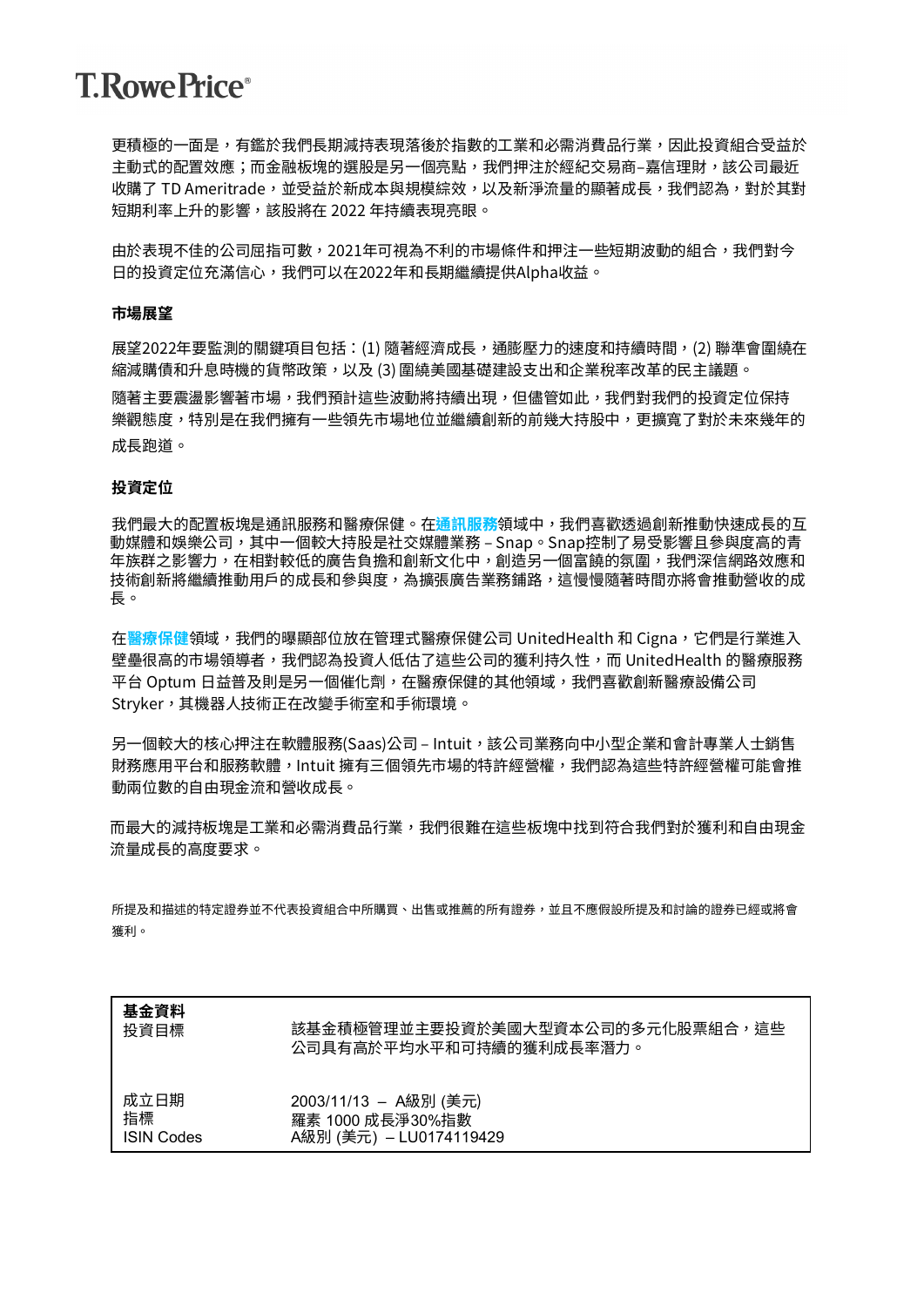更積極的一面是，有鑑於我們長期減持表現落後於指數的工業和必需消費品行業，因此投資組合受益於主動式的配置效應；而金融板塊的選股是另一個亮點，我們押注於經紀交易商–嘉信理財，該公司最近收購了 TD Ameritrade，並受益於新成本與規模綜效，以及新淨流量的顯著成長，我們認為，對於其對短期利率上升的影響，該股將在 2022 年持續表現亮眼。

由於表現不佳的公司屈指可數，2021年可視為不利的市場條件和押注一些短期波動的組合，我們對今日的投資定位充滿信心，我們可以在2022年和長期繼續提供Alpha收益。

**市場展望**

展望2022年要監測的關鍵項目包括：(1) 隨著經濟成長，通膨壓力的速度和持續時間，(2) 聯準會圍繞在縮減購債和升息時機的貨幣政策，以及 (3) 圍繞美國基礎建設支出和企業稅率改革的民主議題。

隨著主要震盪影響著市場，我們預計這些波動將持續出現，但儘管如此，我們對我們的投資定位保持樂觀態度，特別是在我們擁有一些領先市場地位並繼續創新的前幾大持股中，更擴寬了對於未來幾年的成長跑道。

**投資定位**

我們最大的配置板塊是通訊服務和醫療保健。在**通訊服務**領域中，我們喜歡透過創新推動快速成長的互動媒體和娛樂公司，其中一個較大持股是社交媒體業務 – Snap。Snap控制了易受影響且參與度高的青年族群之影響力，在相對較低的廣告負擔和創新文化中，創造另一個富饒的氛圍，我們深信網路效應和技術創新將繼續推動用戶的成長和參與度，為擴張廣告業務鋪路，這慢慢隨著時間亦將會推動營收的成長。

在**醫療保健**領域，我們的曝險部位放在管理式醫療保健公司 UnitedHealth 和 Cigna，它們是行業進入壁壘很高的市場領導者，我們認為投資人低估了這些公司的獲利持久性，而 UnitedHealth 的醫療服務平台 Optum 日益普及則是另一個催化劑，在醫療保健的其他領域，我們喜歡創新醫療設備公司 Stryker，其機器人技術正在改變手術室和手術環境。

另一個較大的核心押注在軟體服務(Saas)公司 – Intuit，該公司業務向中小型企業和會計專業人士銷售財務應用平台和服務軟體，Intuit 擁有三個領先市場的特許經營權，我們認為這些特許經營權可能會推動兩位數的自由現金流和營收成長。

而最大的減持板塊是工業和必需消費品行業，我們很難在這些板塊中找到符合我們對於獲利和自由現金流量成長的高度要求。

所提及和描述的特定證券並不代表投資組合中所購買、出售或推薦的所有證券，並且不應假設所提及和討論的證券已經或將會獲利。

| **基金資料** | |
|---|---|
| 投資目標 | 該基金積極管理並主要投資於美國大型資本公司的多元化股票組合，這些公司具有高於平均水平和可持續的獲利成長率潛力。 |
| 成立日期 | 2003/11/13 – A級別 (美元) |
| 指標 | 羅素 1000 成長淨30%指數 |
| ISIN Codes | A級別 (美元) – LU0174119429 |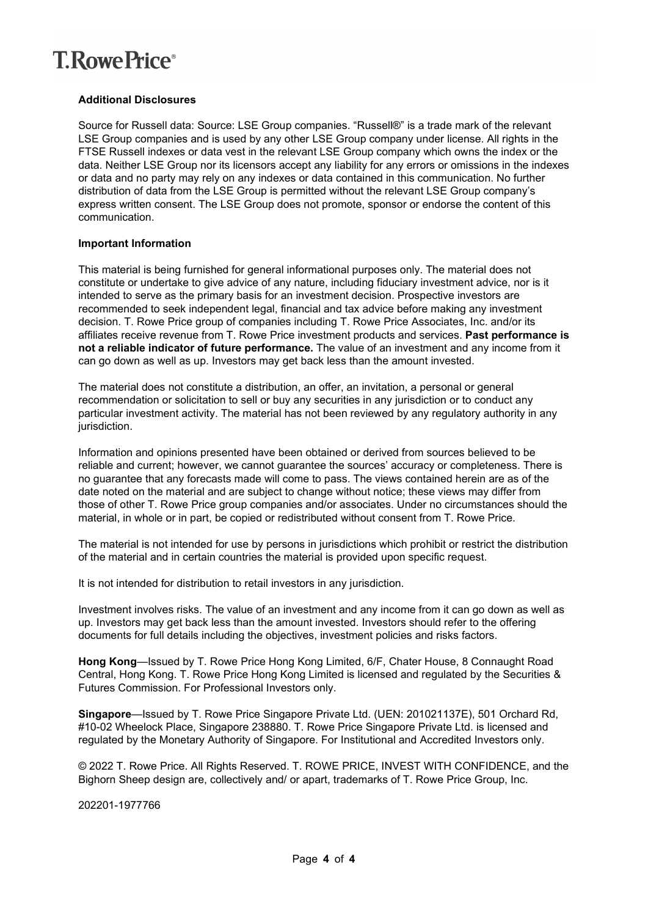### Additional Disclosures

Source for Russell data: Source: LSE Group companies. "Russell®" is a trade mark of the relevant LSE Group companies and is used by any other LSE Group company under license. All rights in the FTSE Russell indexes or data vest in the relevant LSE Group company which owns the index or the data. Neither LSE Group nor its licensors accept any liability for any errors or omissions in the indexes or data and no party may rely on any indexes or data contained in this communication. No further distribution of data from the LSE Group is permitted without the relevant LSE Group company's express written consent. The LSE Group does not promote, sponsor or endorse the content of this communication.

### Important Information

This material is being furnished for general informational purposes only. The material does not constitute or undertake to give advice of any nature, including fiduciary investment advice, nor is it intended to serve as the primary basis for an investment decision. Prospective investors are recommended to seek independent legal, financial and tax advice before making any investment decision. T. Rowe Price group of companies including T. Rowe Price Associates, Inc. and/or its affiliates receive revenue from T. Rowe Price investment products and services. **Past performance is not a reliable indicator of future performance.** The value of an investment and any income from it can go down as well as up. Investors may get back less than the amount invested.

The material does not constitute a distribution, an offer, an invitation, a personal or general recommendation or solicitation to sell or buy any securities in any jurisdiction or to conduct any particular investment activity. The material has not been reviewed by any regulatory authority in any jurisdiction.

Information and opinions presented have been obtained or derived from sources believed to be reliable and current; however, we cannot guarantee the sources' accuracy or completeness. There is no guarantee that any forecasts made will come to pass. The views contained herein are as of the date noted on the material and are subject to change without notice; these views may differ from those of other T. Rowe Price group companies and/or associates. Under no circumstances should the material, in whole or in part, be copied or redistributed without consent from T. Rowe Price.

The material is not intended for use by persons in jurisdictions which prohibit or restrict the distribution of the material and in certain countries the material is provided upon specific request.

It is not intended for distribution to retail investors in any jurisdiction.

Investment involves risks. The value of an investment and any income from it can go down as well as up. Investors may get back less than the amount invested. Investors should refer to the offering documents for full details including the objectives, investment policies and risks factors.

**Hong Kong**—Issued by T. Rowe Price Hong Kong Limited, 6/F, Chater House, 8 Connaught Road Central, Hong Kong. T. Rowe Price Hong Kong Limited is licensed and regulated by the Securities & Futures Commission. For Professional Investors only.

**Singapore**—Issued by T. Rowe Price Singapore Private Ltd. (UEN: 201021137E), 501 Orchard Rd, #10-02 Wheelock Place, Singapore 238880. T. Rowe Price Singapore Private Ltd. is licensed and regulated by the Monetary Authority of Singapore. For Institutional and Accredited Investors only.

© 2022 T. Rowe Price. All Rights Reserved. T. ROWE PRICE, INVEST WITH CONFIDENCE, and the Bighorn Sheep design are, collectively and/ or apart, trademarks of T. Rowe Price Group, Inc.

202201-1977766